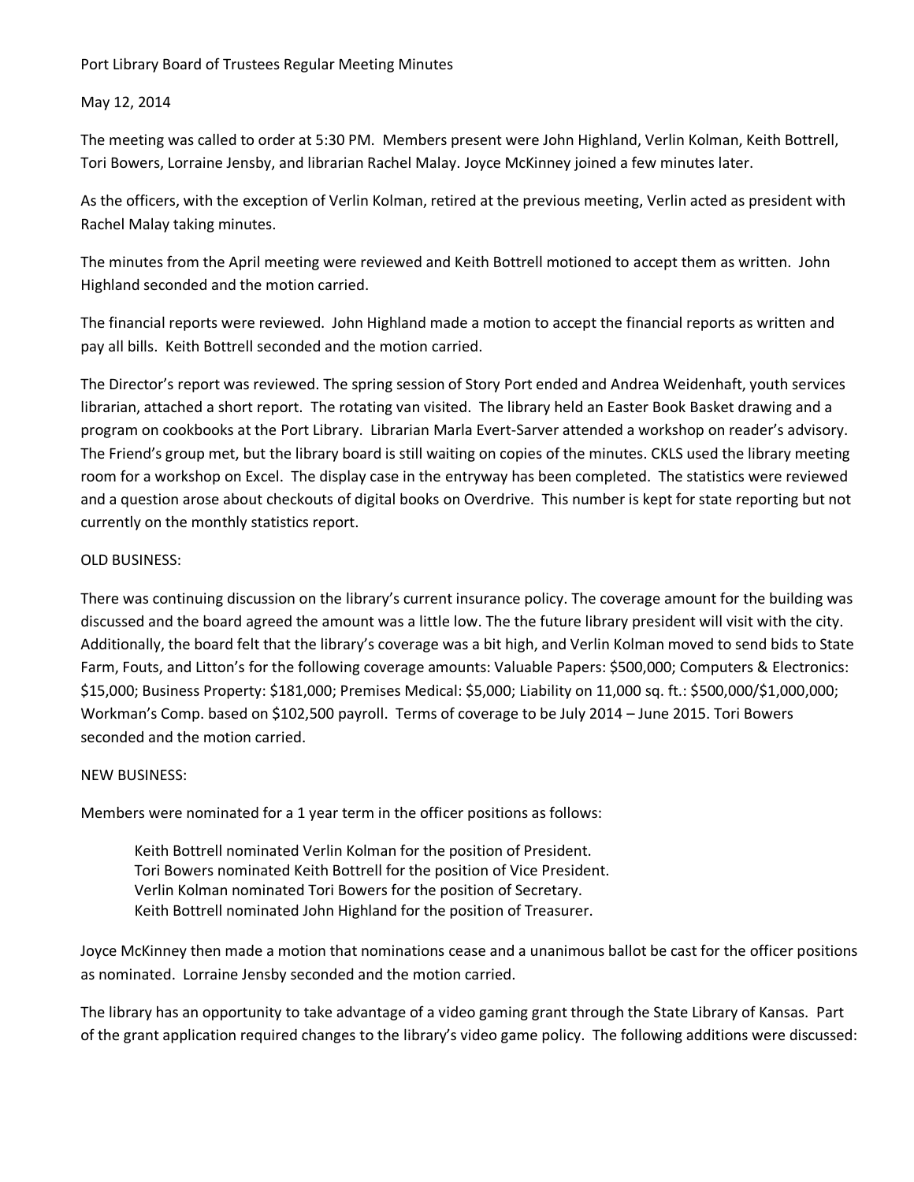Port Library Board of Trustees Regular Meeting Minutes

May 12, 2014

The meeting was called to order at 5:30 PM. Members present were John Highland, Verlin Kolman, Keith Bottrell, Tori Bowers, Lorraine Jensby, and librarian Rachel Malay. Joyce McKinney joined a few minutes later.

As the officers, with the exception of Verlin Kolman, retired at the previous meeting, Verlin acted as president with Rachel Malay taking minutes.

The minutes from the April meeting were reviewed and Keith Bottrell motioned to accept them as written. John Highland seconded and the motion carried.

The financial reports were reviewed. John Highland made a motion to accept the financial reports as written and pay all bills. Keith Bottrell seconded and the motion carried.

The Director's report was reviewed. The spring session of Story Port ended and Andrea Weidenhaft, youth services librarian, attached a short report. The rotating van visited. The library held an Easter Book Basket drawing and a program on cookbooks at the Port Library. Librarian Marla Evert-Sarver attended a workshop on reader's advisory. The Friend's group met, but the library board is still waiting on copies of the minutes. CKLS used the library meeting room for a workshop on Excel. The display case in the entryway has been completed. The statistics were reviewed and a question arose about checkouts of digital books on Overdrive. This number is kept for state reporting but not currently on the monthly statistics report.

OLD BUSINESS:

There was continuing discussion on the library's current insurance policy. The coverage amount for the building was discussed and the board agreed the amount was a little low. The the future library president will visit with the city. Additionally, the board felt that the library's coverage was a bit high, and Verlin Kolman moved to send bids to State Farm, Fouts, and Litton's for the following coverage amounts: Valuable Papers: $500,000; Computers & Electronics: $15,000; Business Property: $181,000; Premises Medical: $5,000; Liability on 11,000 sq. ft.: $500,000/$1,000,000; Workman's Comp. based on $102,500 payroll. Terms of coverage to be July 2014 – June 2015. Tori Bowers seconded and the motion carried.

NEW BUSINESS:

Members were nominated for a 1 year term in the officer positions as follows:

> Keith Bottrell nominated Verlin Kolman for the position of President.
> Tori Bowers nominated Keith Bottrell for the position of Vice President.
> Verlin Kolman nominated Tori Bowers for the position of Secretary.
> Keith Bottrell nominated John Highland for the position of Treasurer.

Joyce McKinney then made a motion that nominations cease and a unanimous ballot be cast for the officer positions as nominated. Lorraine Jensby seconded and the motion carried.

The library has an opportunity to take advantage of a video gaming grant through the State Library of Kansas. Part of the grant application required changes to the library's video game policy. The following additions were discussed: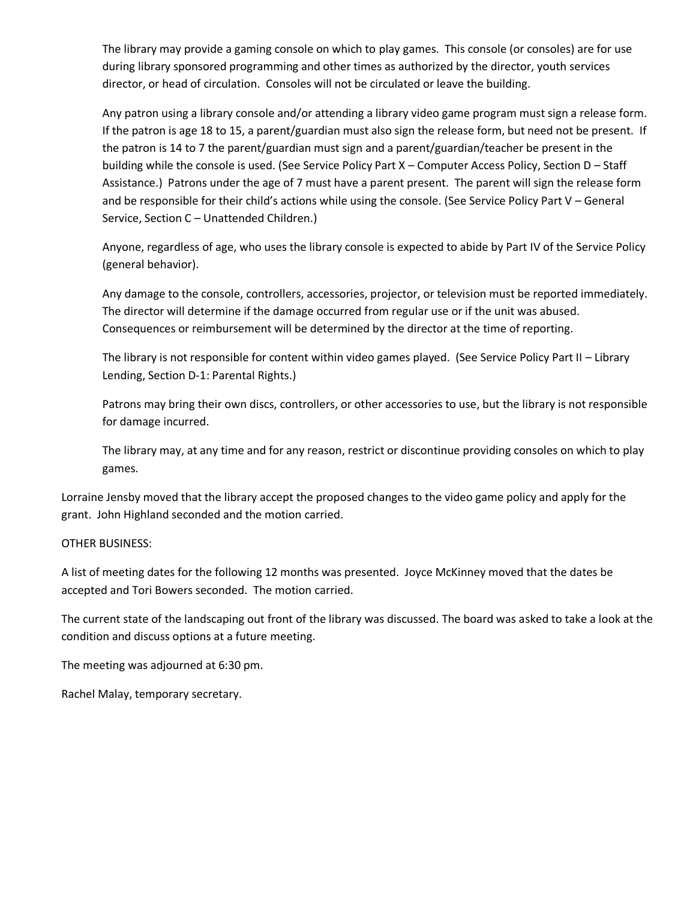The library may provide a gaming console on which to play games. This console (or consoles) are for use during library sponsored programming and other times as authorized by the director, youth services director, or head of circulation. Consoles will not be circulated or leave the building.

Any patron using a library console and/or attending a library video game program must sign a release form. If the patron is age 18 to 15, a parent/guardian must also sign the release form, but need not be present. If the patron is 14 to 7 the parent/guardian must sign and a parent/guardian/teacher be present in the building while the console is used. (See Service Policy Part X – Computer Access Policy, Section D – Staff Assistance.) Patrons under the age of 7 must have a parent present. The parent will sign the release form and be responsible for their child's actions while using the console. (See Service Policy Part V – General Service, Section C – Unattended Children.)

Anyone, regardless of age, who uses the library console is expected to abide by Part IV of the Service Policy (general behavior).

Any damage to the console, controllers, accessories, projector, or television must be reported immediately. The director will determine if the damage occurred from regular use or if the unit was abused. Consequences or reimbursement will be determined by the director at the time of reporting.

The library is not responsible for content within video games played. (See Service Policy Part II – Library Lending, Section D-1: Parental Rights.)

Patrons may bring their own discs, controllers, or other accessories to use, but the library is not responsible for damage incurred.

The library may, at any time and for any reason, restrict or discontinue providing consoles on which to play games.

Lorraine Jensby moved that the library accept the proposed changes to the video game policy and apply for the grant. John Highland seconded and the motion carried.

OTHER BUSINESS:

A list of meeting dates for the following 12 months was presented. Joyce McKinney moved that the dates be accepted and Tori Bowers seconded. The motion carried.

The current state of the landscaping out front of the library was discussed. The board was asked to take a look at the condition and discuss options at a future meeting.

The meeting was adjourned at 6:30 pm.

Rachel Malay, temporary secretary.